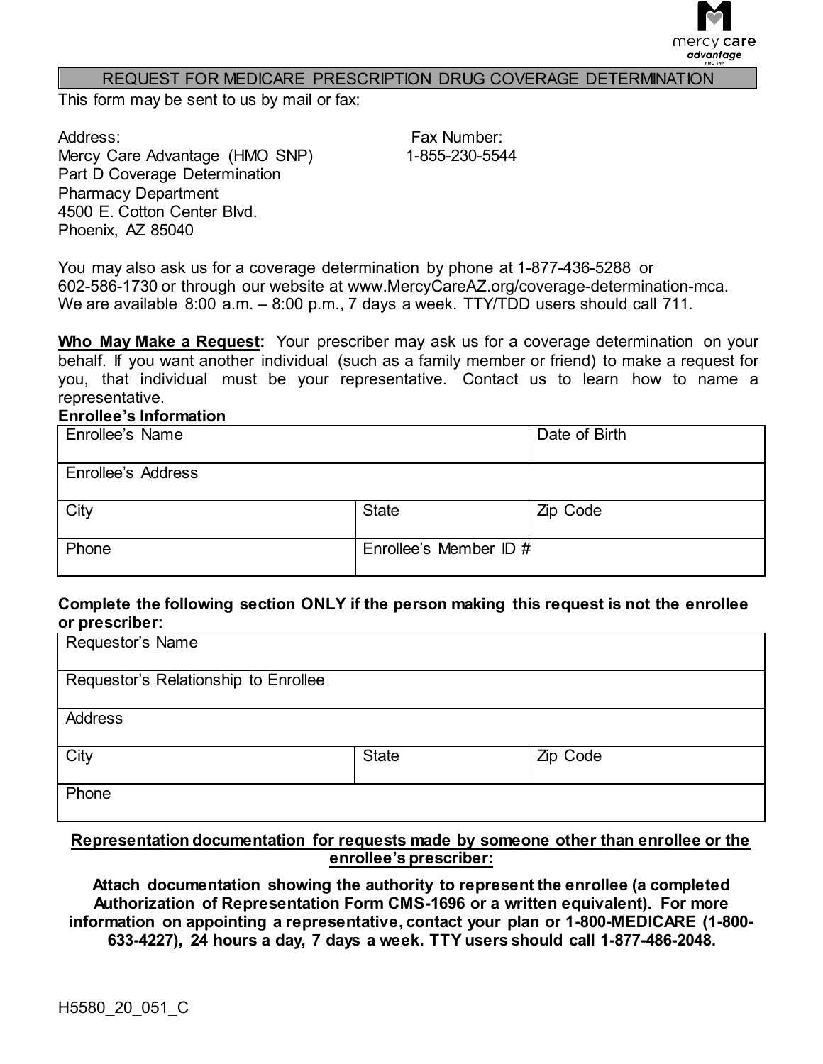mercy care advantage HMO SNP

# REQUEST FOR MEDICARE PRESCRIPTION DRUG COVERAGE DETERMINATION

This form may be sent to us by mail or fax:

Address:
Mercy Care Advantage (HMO SNP)
Part D Coverage Determination
Pharmacy Department
4500 E. Cotton Center Blvd.
Phoenix, AZ 85040

Fax Number:
1-855-230-5544

You may also ask us for a coverage determination by phone at 1-877-436-5288 or 602-586-1730 or through our website at www.MercyCareAZ.org/coverage-determination-mca. We are available 8:00 a.m. – 8:00 p.m., 7 days a week. TTY/TDD users should call 711.

**Who May Make a Request:** Your prescriber may ask us for a coverage determination on your behalf. If you want another individual (such as a family member or friend) to make a request for you, that individual must be your representative. Contact us to learn how to name a representative.

**Enrollee's Information**

| Enrollee's Name | | Date of Birth |
|---|---|---|
| Enrollee's Address | | |
| City | State | Zip Code |
| Phone | Enrollee's Member ID # | |

**Complete the following section ONLY if the person making this request is not the enrollee or prescriber:**

| Requestor's Name | | |
|---|---|---|
| Requestor's Relationship to Enrollee | | |
| Address | | |
| City | State | Zip Code |
| Phone | | |

**Representation documentation for requests made by someone other than enrollee or the enrollee's prescriber:**

**Attach documentation showing the authority to represent the enrollee (a completed Authorization of Representation Form CMS-1696 or a written equivalent). For more information on appointing a representative, contact your plan or 1-800-MEDICARE (1-800-633-4227), 24 hours a day, 7 days a week. TTY users should call 1-877-486-2048.**

H5580_20_051_C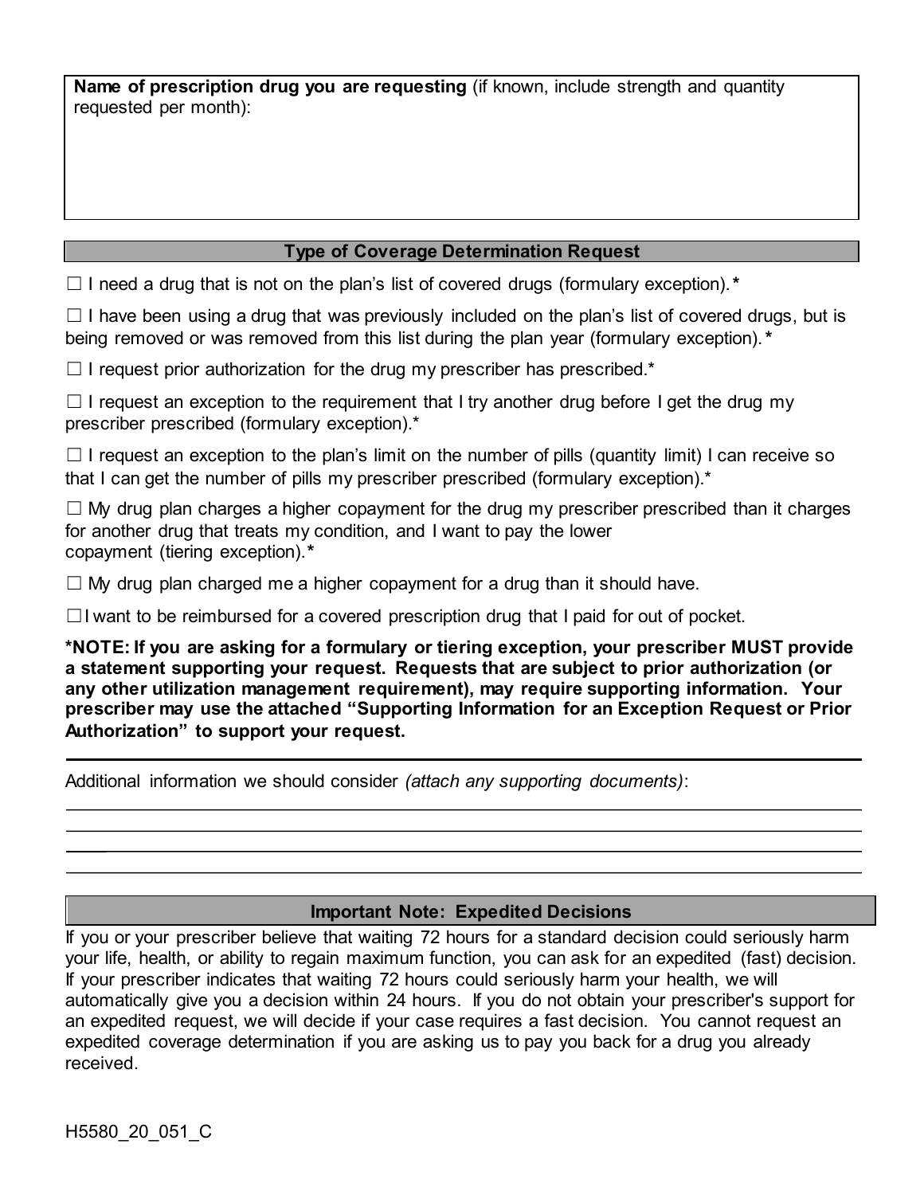**Name of prescription drug you are requesting** (if known, include strength and quantity requested per month):

### Type of Coverage Determination Request

☐ I need a drug that is not on the plan's list of covered drugs (formulary exception).*

☐ I have been using a drug that was previously included on the plan's list of covered drugs, but is being removed or was removed from this list during the plan year (formulary exception).*

☐ I request prior authorization for the drug my prescriber has prescribed.*

☐ I request an exception to the requirement that I try another drug before I get the drug my prescriber prescribed (formulary exception).*

☐ I request an exception to the plan's limit on the number of pills (quantity limit) I can receive so that I can get the number of pills my prescriber prescribed (formulary exception).*

☐ My drug plan charges a higher copayment for the drug my prescriber prescribed than it charges for another drug that treats my condition, and I want to pay the lower copayment (tiering exception).*

☐ My drug plan charged me a higher copayment for a drug than it should have.

☐ I want to be reimbursed for a covered prescription drug that I paid for out of pocket.

**\*NOTE: If you are asking for a formulary or tiering exception, your prescriber MUST provide a statement supporting your request. Requests that are subject to prior authorization (or any other utilization management requirement), may require supporting information. Your prescriber may use the attached "Supporting Information for an Exception Request or Prior Authorization" to support your request.**

---

Additional information we should consider *(attach any supporting documents)*:

______________________________________________________________________________

______________________________________________________________________________

______________________________________________________________________________

______________________________________________________________________________

### Important Note: Expedited Decisions

If you or your prescriber believe that waiting 72 hours for a standard decision could seriously harm your life, health, or ability to regain maximum function, you can ask for an expedited (fast) decision. If your prescriber indicates that waiting 72 hours could seriously harm your health, we will automatically give you a decision within 24 hours. If you do not obtain your prescriber's support for an expedited request, we will decide if your case requires a fast decision. You cannot request an expedited coverage determination if you are asking us to pay you back for a drug you already received.

H5580_20_051_C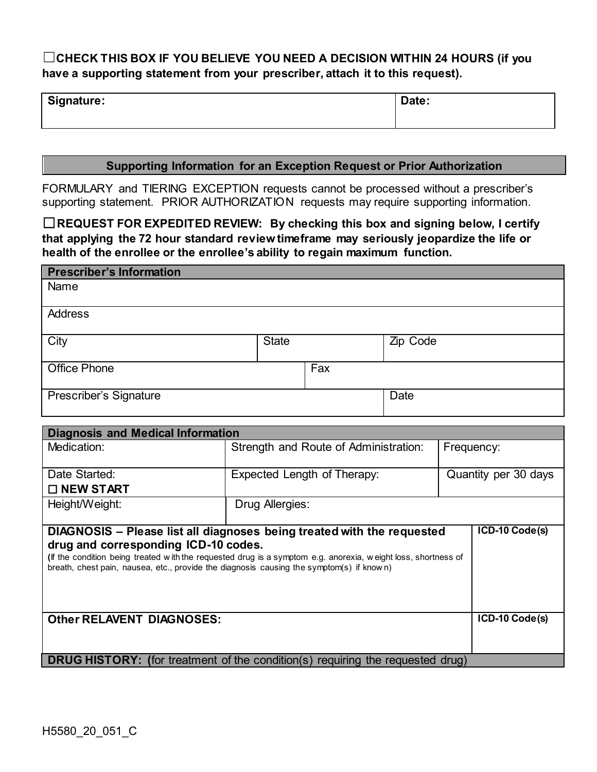☐**CHECK THIS BOX IF YOU BELIEVE YOU NEED A DECISION WITHIN 24 HOURS (if you have a supporting statement from your prescriber, attach it to this request).**

| **Signature:** | **Date:** |
|---|---|
| | |

## Supporting Information for an Exception Request or Prior Authorization

FORMULARY and TIERING EXCEPTION requests cannot be processed without a prescriber's supporting statement. PRIOR AUTHORIZATION requests may require supporting information.

☐**REQUEST FOR EXPEDITED REVIEW: By checking this box and signing below, I certify that applying the 72 hour standard review timeframe may seriously jeopardize the life or health of the enrollee or the enrollee's ability to regain maximum function.**

| **Prescriber's Information** | | |
|---|---|---|
| Name | | |
| Address | | |
| City | State | Zip Code |
| Office Phone | Fax | |
| Prescriber's Signature | | Date |

| **Diagnosis and Medical Information** | | |
|---|---|---|
| Medication: | Strength and Route of Administration: | Frequency: |
| Date Started: ☐ **NEW START** | Expected Length of Therapy: | Quantity per 30 days |
| Height/Weight: | Drug Allergies: | |

| **DIAGNOSIS – Please list all diagnoses being treated with the requested drug and corresponding ICD-10 codes.** (If the condition being treated with the requested drug is a symptom e.g. anorexia, weight loss, shortness of breath, chest pain, nausea, etc., provide the diagnosis causing the symptom(s) if known) | **ICD-10 Code(s)** |
|---|---|
| **Other RELAVENT DIAGNOSES:** | **ICD-10 Code(s)** |

**DRUG HISTORY: (**for treatment of the condition(s) requiring the requested drug)

H5580_20_051_C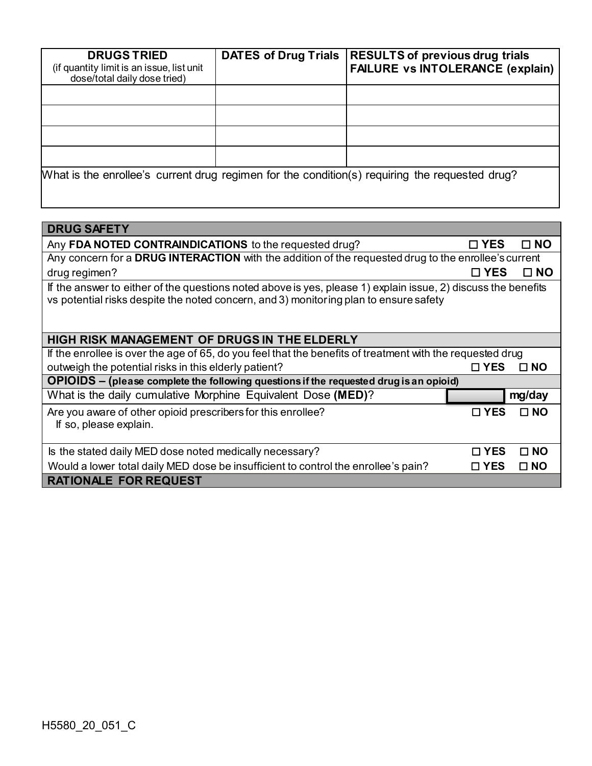| **DRUGS TRIED** (if quantity limit is an issue, list unit dose/total daily dose tried) | **DATES of Drug Trials** | **RESULTS of previous drug trials FAILURE vs INTOLERANCE (explain)** |
|---|---|---|
| | | |
| | | |
| | | |
| | | |

What is the enrollee's current drug regimen for the condition(s) requiring the requested drug?

| **DRUG SAFETY** | |
|---|---|
| Any **FDA NOTED CONTRAINDICATIONS** to the requested drug? | ☐ **YES** ☐ **NO** |
| Any concern for a **DRUG INTERACTION** with the addition of the requested drug to the enrollee's current drug regimen? | ☐ **YES** ☐ **NO** |
| If the answer to either of the questions noted above is yes, please 1) explain issue, 2) discuss the benefits vs potential risks despite the noted concern, and 3) monitoring plan to ensure safety | |
| **HIGH RISK MANAGEMENT OF DRUGS IN THE ELDERLY** | |
| If the enrollee is over the age of 65, do you feel that the benefits of treatment with the requested drug outweigh the potential risks in this elderly patient? | ☐ **YES** ☐ **NO** |
| **OPIOIDS – (please complete the following questions if the requested drug is an opioid)** | |
| What is the daily cumulative Morphine Equivalent Dose **(MED)**? | ________ **mg/day** |
| Are you aware of other opioid prescribers for this enrollee? If so, please explain. | ☐ **YES** ☐ **NO** |
| Is the stated daily MED dose noted medically necessary? | ☐ **YES** ☐ **NO** |
| Would a lower total daily MED dose be insufficient to control the enrollee's pain? | ☐ **YES** ☐ **NO** |
| **RATIONALE FOR REQUEST** | |

H5580_20_051_C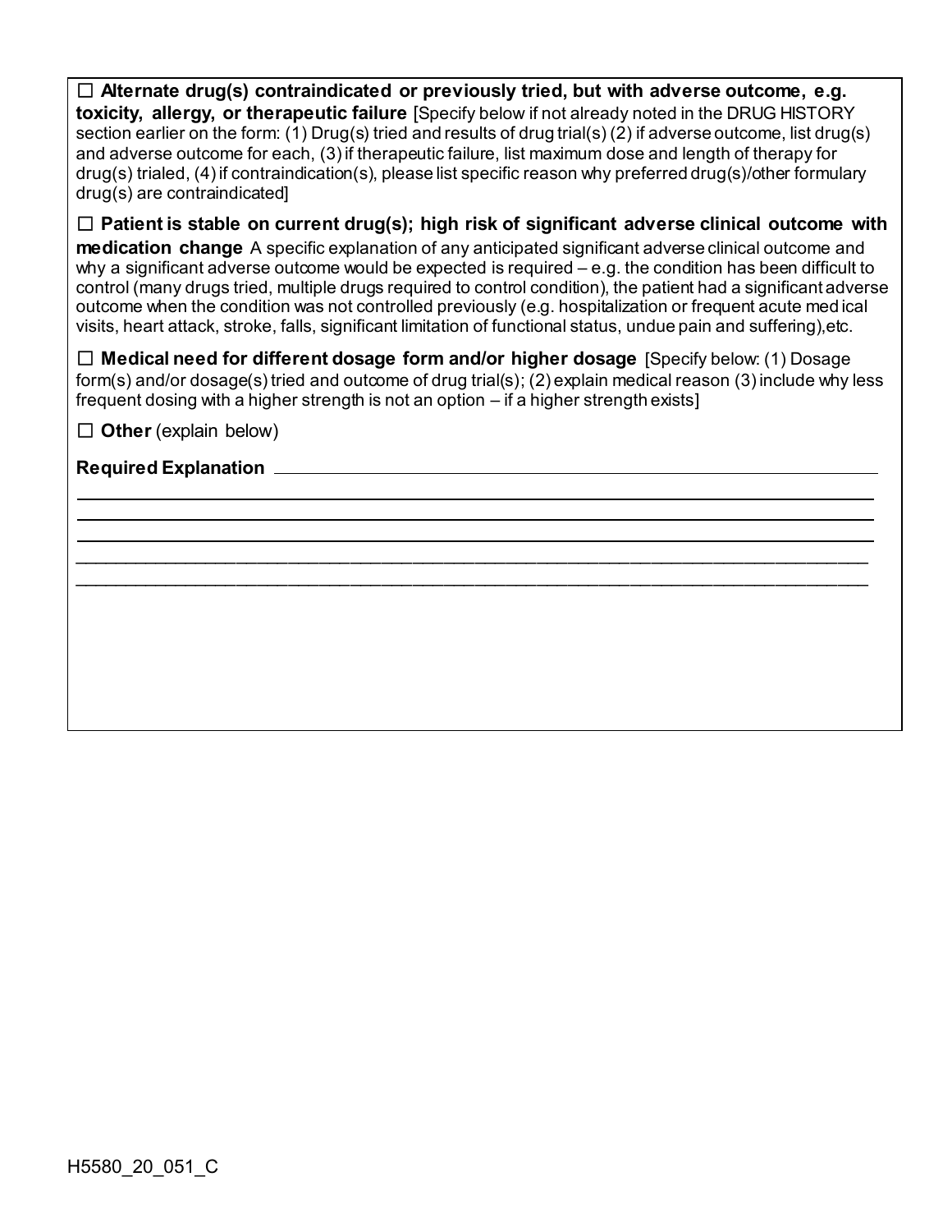☐ **Alternate drug(s) contraindicated or previously tried, but with adverse outcome, e.g. toxicity, allergy, or therapeutic failure** [Specify below if not already noted in the DRUG HISTORY section earlier on the form: (1) Drug(s) tried and results of drug trial(s) (2) if adverse outcome, list drug(s) and adverse outcome for each, (3) if therapeutic failure, list maximum dose and length of therapy for drug(s) trialed, (4) if contraindication(s), please list specific reason why preferred drug(s)/other formulary drug(s) are contraindicated]

☐ **Patient is stable on current drug(s); high risk of significant adverse clinical outcome with medication change** A specific explanation of any anticipated significant adverse clinical outcome and why a significant adverse outcome would be expected is required – e.g. the condition has been difficult to control (many drugs tried, multiple drugs required to control condition), the patient had a significant adverse outcome when the condition was not controlled previously (e.g. hospitalization or frequent acute medical visits, heart attack, stroke, falls, significant limitation of functional status, undue pain and suffering),etc.

☐ **Medical need for different dosage form and/or higher dosage** [Specify below: (1) Dosage form(s) and/or dosage(s) tried and outcome of drug trial(s); (2) explain medical reason (3) include why less frequent dosing with a higher strength is not an option – if a higher strength exists]

☐ **Other** (explain below)

**Required Explanation** ______________________________________________________________

______________________________________________________________________________

______________________________________________________________________________

______________________________________________________________________________

______________________________________________________________________________

______________________________________________________________________________

H5580_20_051_C